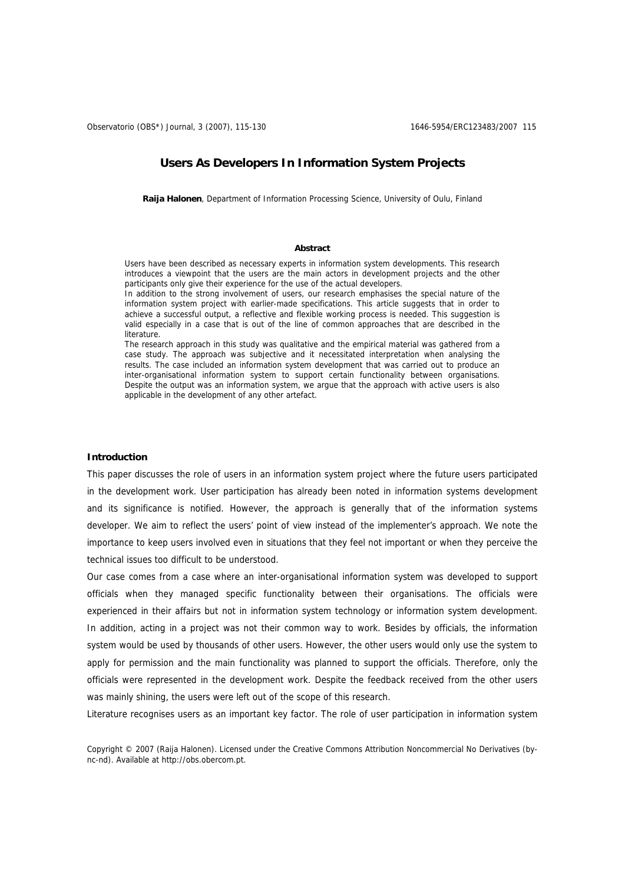# Users As Developers In Information System Projects

**Raija Halonen**, Department of Information Processing Science, University of Oulu, Finland

**Abstract**

Users have been described as necessary experts in information system developments. This research introduces a viewpoint that the users are the main actors in development projects and the other participants only give their experience for the use of the actual developers.

In addition to the strong involvement of users, our research emphasises the special nature of the information system project with earlier-made specifications. This article suggests that in order to achieve a successful output, a reflective and flexible working process is needed. This suggestion is valid especially in a case that is out of the line of common approaches that are described in the literature.

The research approach in this study was qualitative and the empirical material was gathered from a case study. The approach was subjective and it necessitated interpretation when analysing the results. The case included an information system development that was carried out to produce an inter-organisational information system to support certain functionality between organisations. Despite the output was an information system, we argue that the approach with active users is also applicable in the development of any other artefact.

## Introduction

This paper discusses the role of users in an information system project where the future users participated in the development work. User participation has already been noted in information systems development and its significance is notified. However, the approach is generally that of the information systems developer. We aim to reflect the users' point of view instead of the implementer's approach. We note the importance to keep users involved even in situations that they feel not important or when they perceive the technical issues too difficult to be understood.

Our case comes from a case where an inter-organisational information system was developed to support officials when they managed specific functionality between their organisations. The officials were experienced in their affairs but not in information system technology or information system development. In addition, acting in a project was not their common way to work. Besides by officials, the information system would be used by thousands of other users. However, the other users would only use the system to apply for permission and the main functionality was planned to support the officials. Therefore, only the officials were represented in the development work. Despite the feedback received from the other users was mainly shining, the users were left out of the scope of this research.

Literature recognises users as an important key factor. The role of user participation in information system

Copyright © 2007 (Raija Halonen). Licensed under the Creative Commons Attribution Noncommercial No Derivatives (by-nc-nd). Available at http://obs.obercom.pt.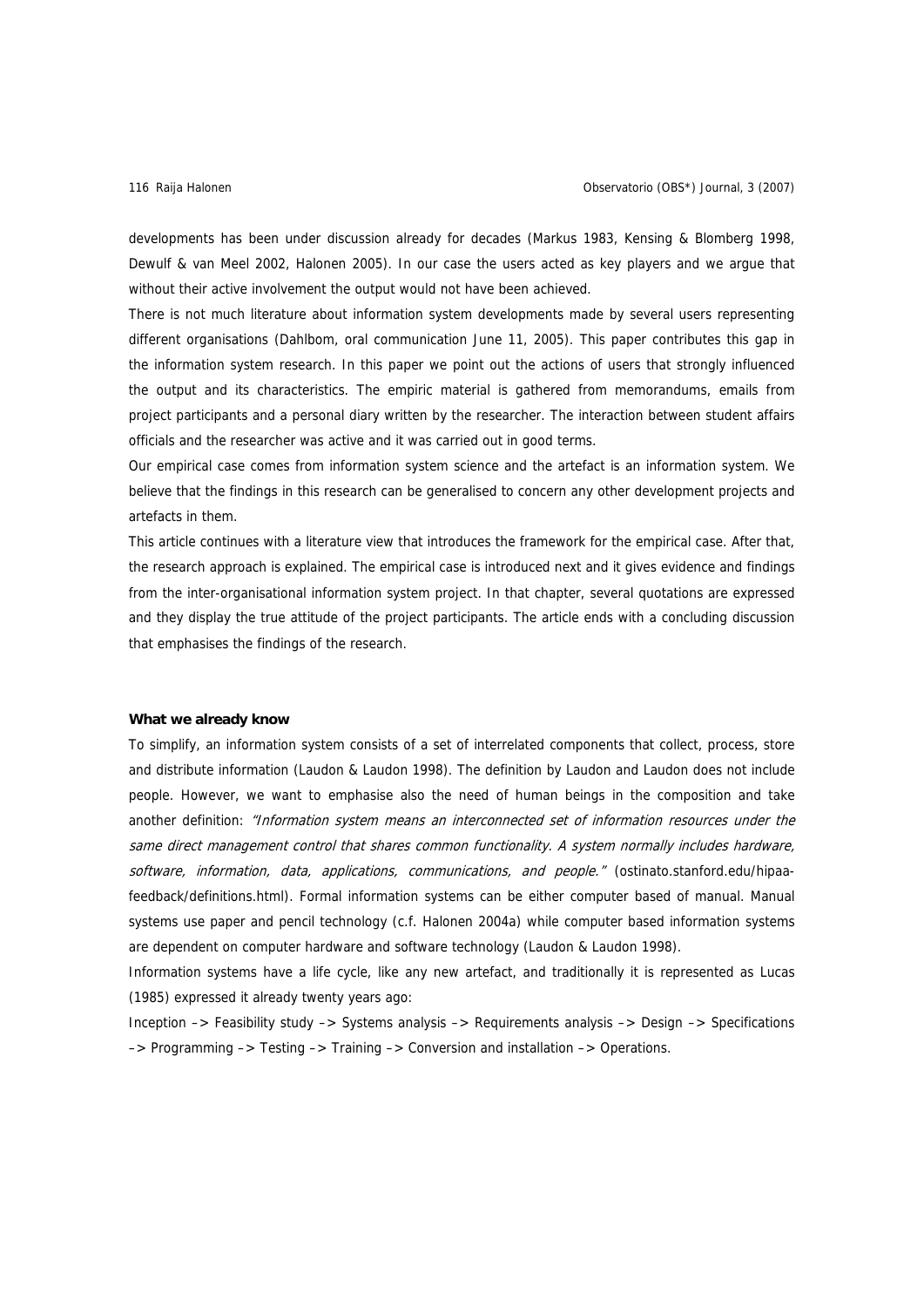developments has been under discussion already for decades (Markus 1983, Kensing & Blomberg 1998, Dewulf & van Meel 2002, Halonen 2005). In our case the users acted as key players and we argue that without their active involvement the output would not have been achieved.

There is not much literature about information system developments made by several users representing different organisations (Dahlbom, oral communication June 11, 2005). This paper contributes this gap in the information system research. In this paper we point out the actions of users that strongly influenced the output and its characteristics. The empiric material is gathered from memorandums, emails from project participants and a personal diary written by the researcher. The interaction between student affairs officials and the researcher was active and it was carried out in good terms.

Our empirical case comes from information system science and the artefact is an information system. We believe that the findings in this research can be generalised to concern any other development projects and artefacts in them.

This article continues with a literature view that introduces the framework for the empirical case. After that, the research approach is explained. The empirical case is introduced next and it gives evidence and findings from the inter-organisational information system project. In that chapter, several quotations are expressed and they display the true attitude of the project participants. The article ends with a concluding discussion that emphasises the findings of the research.

**What we already know**

To simplify, an information system consists of a set of interrelated components that collect, process, store and distribute information (Laudon & Laudon 1998). The definition by Laudon and Laudon does not include people. However, we want to emphasise also the need of human beings in the composition and take another definition: *"Information system means an interconnected set of information resources under the same direct management control that shares common functionality. A system normally includes hardware, software, information, data, applications, communications, and people."* (ostinato.stanford.edu/hipaa-feedback/definitions.html). Formal information systems can be either computer based of manual. Manual systems use paper and pencil technology (c.f. Halonen 2004a) while computer based information systems are dependent on computer hardware and software technology (Laudon & Laudon 1998).

Information systems have a life cycle, like any new artefact, and traditionally it is represented as Lucas (1985) expressed it already twenty years ago:

Inception –> Feasibility study –> Systems analysis –> Requirements analysis –> Design –> Specifications –> Programming –> Testing –> Training –> Conversion and installation –> Operations.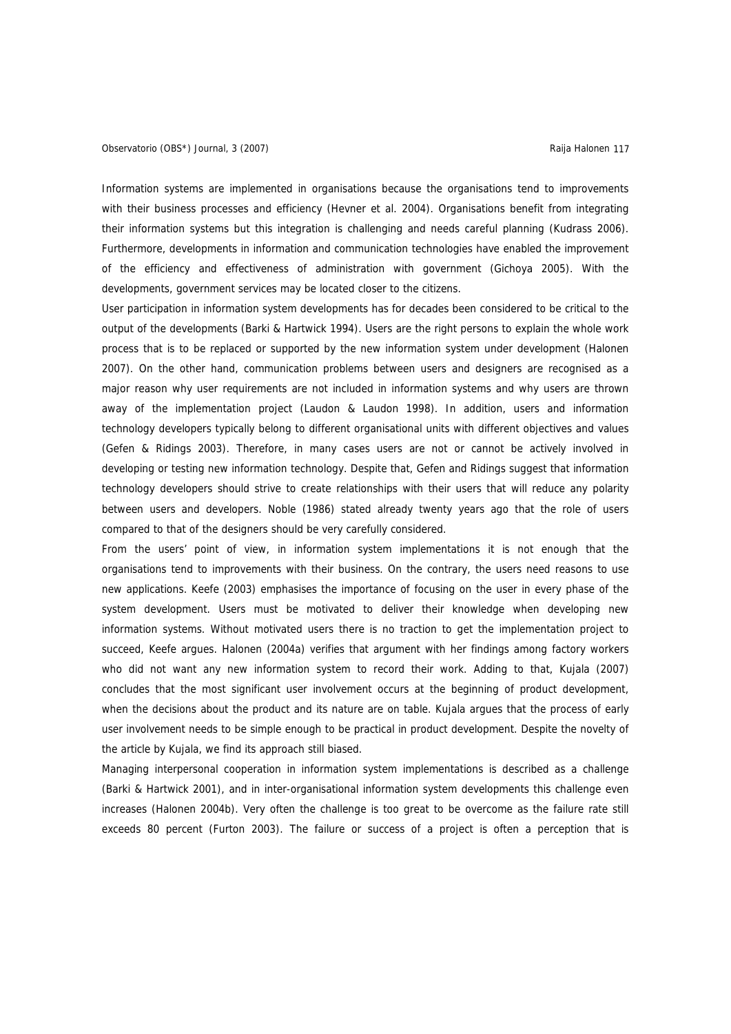Information systems are implemented in organisations because the organisations tend to improvements with their business processes and efficiency (Hevner et al. 2004). Organisations benefit from integrating their information systems but this integration is challenging and needs careful planning (Kudrass 2006). Furthermore, developments in information and communication technologies have enabled the improvement of the efficiency and effectiveness of administration with government (Gichoya 2005). With the developments, government services may be located closer to the citizens.

User participation in information system developments has for decades been considered to be critical to the output of the developments (Barki & Hartwick 1994). Users are the right persons to explain the whole work process that is to be replaced or supported by the new information system under development (Halonen 2007). On the other hand, communication problems between users and designers are recognised as a major reason why user requirements are not included in information systems and why users are thrown away of the implementation project (Laudon & Laudon 1998). In addition, users and information technology developers typically belong to different organisational units with different objectives and values (Gefen & Ridings 2003). Therefore, in many cases users are not or cannot be actively involved in developing or testing new information technology. Despite that, Gefen and Ridings suggest that information technology developers should strive to create relationships with their users that will reduce any polarity between users and developers. Noble (1986) stated already twenty years ago that the role of users compared to that of the designers should be very carefully considered.

From the users' point of view, in information system implementations it is not enough that the organisations tend to improvements with their business. On the contrary, the users need reasons to use new applications. Keefe (2003) emphasises the importance of focusing on the user in every phase of the system development. Users must be motivated to deliver their knowledge when developing new information systems. Without motivated users there is no traction to get the implementation project to succeed, Keefe argues. Halonen (2004a) verifies that argument with her findings among factory workers who did not want any new information system to record their work. Adding to that, Kujala (2007) concludes that the most significant user involvement occurs at the beginning of product development, when the decisions about the product and its nature are on table. Kujala argues that the process of early user involvement needs to be simple enough to be practical in product development. Despite the novelty of the article by Kujala, we find its approach still biased.

Managing interpersonal cooperation in information system implementations is described as a challenge (Barki & Hartwick 2001), and in inter-organisational information system developments this challenge even increases (Halonen 2004b). Very often the challenge is too great to be overcome as the failure rate still exceeds 80 percent (Furton 2003). The failure or success of a project is often a perception that is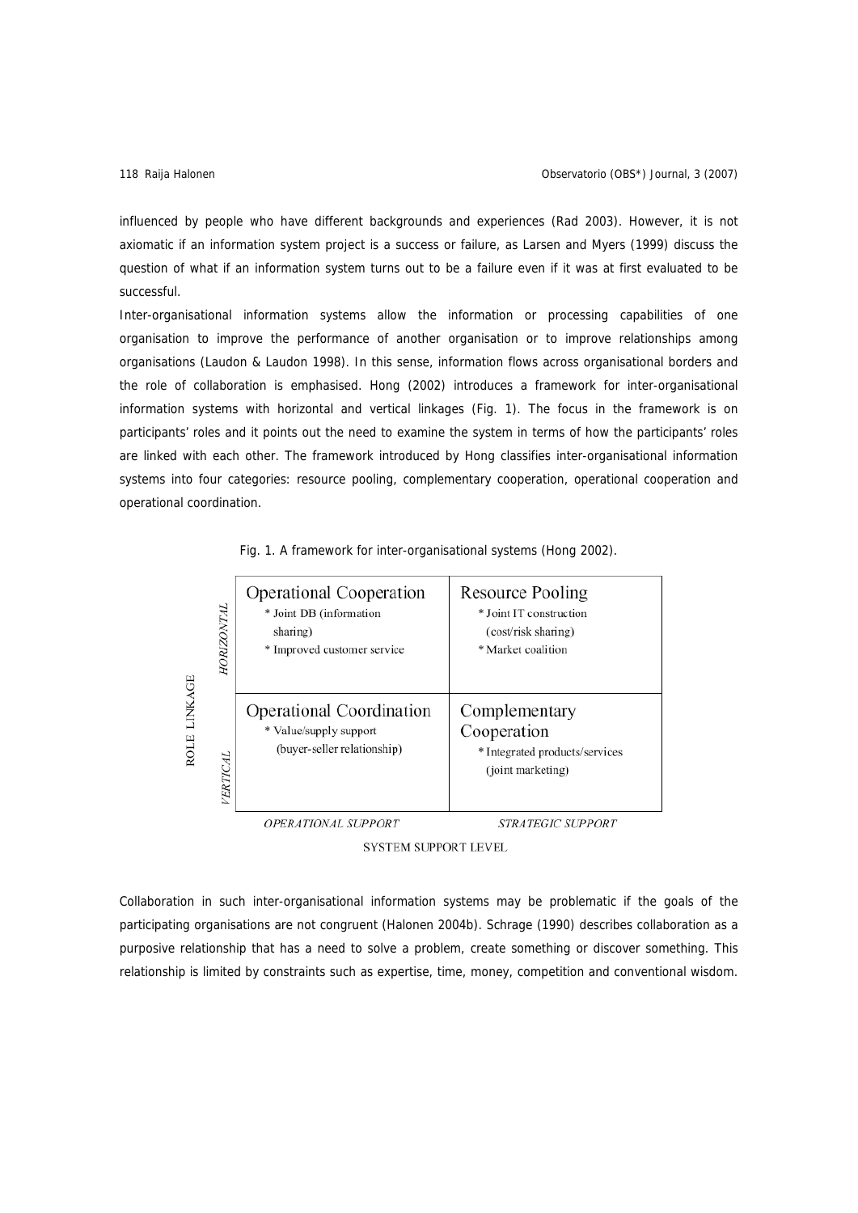influenced by people who have different backgrounds and experiences (Rad 2003). However, it is not axiomatic if an information system project is a success or failure, as Larsen and Myers (1999) discuss the question of what if an information system turns out to be a failure even if it was at first evaluated to be successful.

Inter-organisational information systems allow the information or processing capabilities of one organisation to improve the performance of another organisation or to improve relationships among organisations (Laudon & Laudon 1998). In this sense, information flows across organisational borders and the role of collaboration is emphasised. Hong (2002) introduces a framework for inter-organisational information systems with horizontal and vertical linkages (Fig. 1). The focus in the framework is on participants' roles and it points out the need to examine the system in terms of how the participants' roles are linked with each other. The framework introduced by Hong classifies inter-organisational information systems into four categories: resource pooling, complementary cooperation, operational cooperation and operational coordination.

Fig. 1. A framework for inter-organisational systems (Hong 2002).

| ROLE LINKAGE | OPERATIONAL SUPPORT | STRATEGIC SUPPORT |
|---|---|---|
| *HORIZONTAL* | Operational Cooperation<br>* Joint DB (information sharing)<br>* Improved customer service | Resource Pooling<br>* Joint IT construction (cost/risk sharing)<br>* Market coalition |
| *VERTICAL* | Operational Coordination<br>* Value/supply support (buyer-seller relationship) | Complementary Cooperation<br>* Integrated products/services (joint marketing) |

SYSTEM SUPPORT LEVEL

Collaboration in such inter-organisational information systems may be problematic if the goals of the participating organisations are not congruent (Halonen 2004b). Schrage (1990) describes collaboration as a purposive relationship that has a need to solve a problem, create something or discover something. This relationship is limited by constraints such as expertise, time, money, competition and conventional wisdom.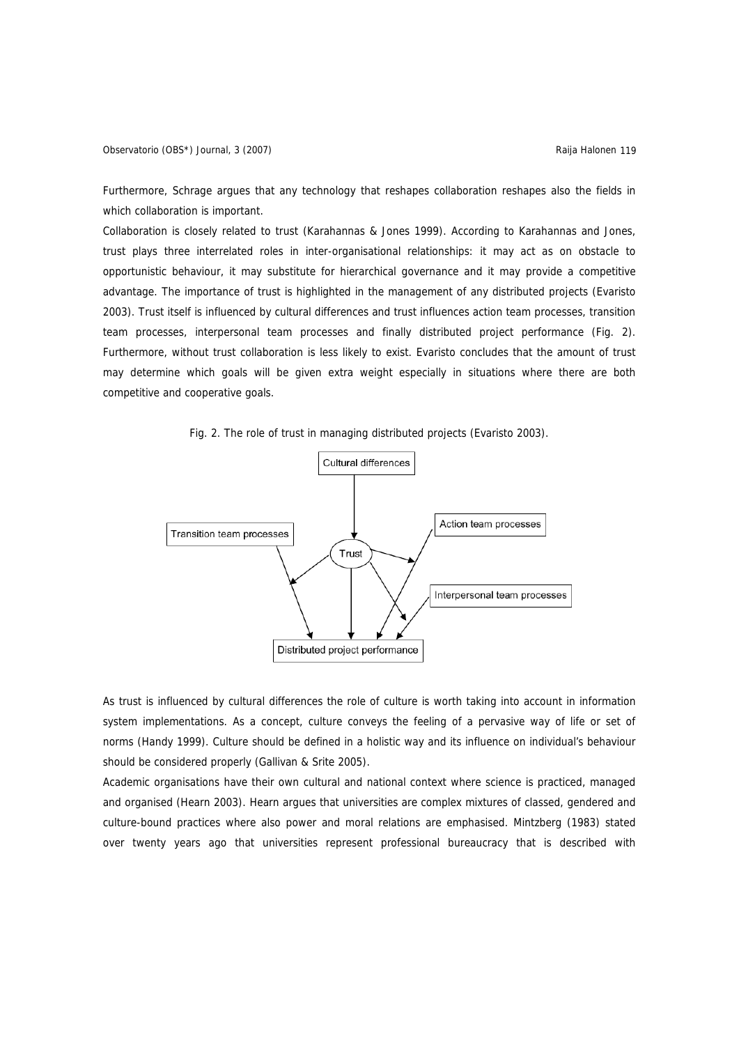Furthermore, Schrage argues that any technology that reshapes collaboration reshapes also the fields in which collaboration is important.

Collaboration is closely related to trust (Karahannas & Jones 1999). According to Karahannas and Jones, trust plays three interrelated roles in inter-organisational relationships: it may act as on obstacle to opportunistic behaviour, it may substitute for hierarchical governance and it may provide a competitive advantage. The importance of trust is highlighted in the management of any distributed projects (Evaristo 2003). Trust itself is influenced by cultural differences and trust influences action team processes, transition team processes, interpersonal team processes and finally distributed project performance (Fig. 2). Furthermore, without trust collaboration is less likely to exist. Evaristo concludes that the amount of trust may determine which goals will be given extra weight especially in situations where there are both competitive and cooperative goals.

Fig. 2. The role of trust in managing distributed projects (Evaristo 2003).

Cultural differences

Transition team processes

Action team processes

Trust

Interpersonal team processes

Distributed project performance

As trust is influenced by cultural differences the role of culture is worth taking into account in information system implementations. As a concept, culture conveys the feeling of a pervasive way of life or set of norms (Handy 1999). Culture should be defined in a holistic way and its influence on individual's behaviour should be considered properly (Gallivan & Srite 2005).

Academic organisations have their own cultural and national context where science is practiced, managed and organised (Hearn 2003). Hearn argues that universities are complex mixtures of classed, gendered and culture-bound practices where also power and moral relations are emphasised. Mintzberg (1983) stated over twenty years ago that universities represent professional bureaucracy that is described with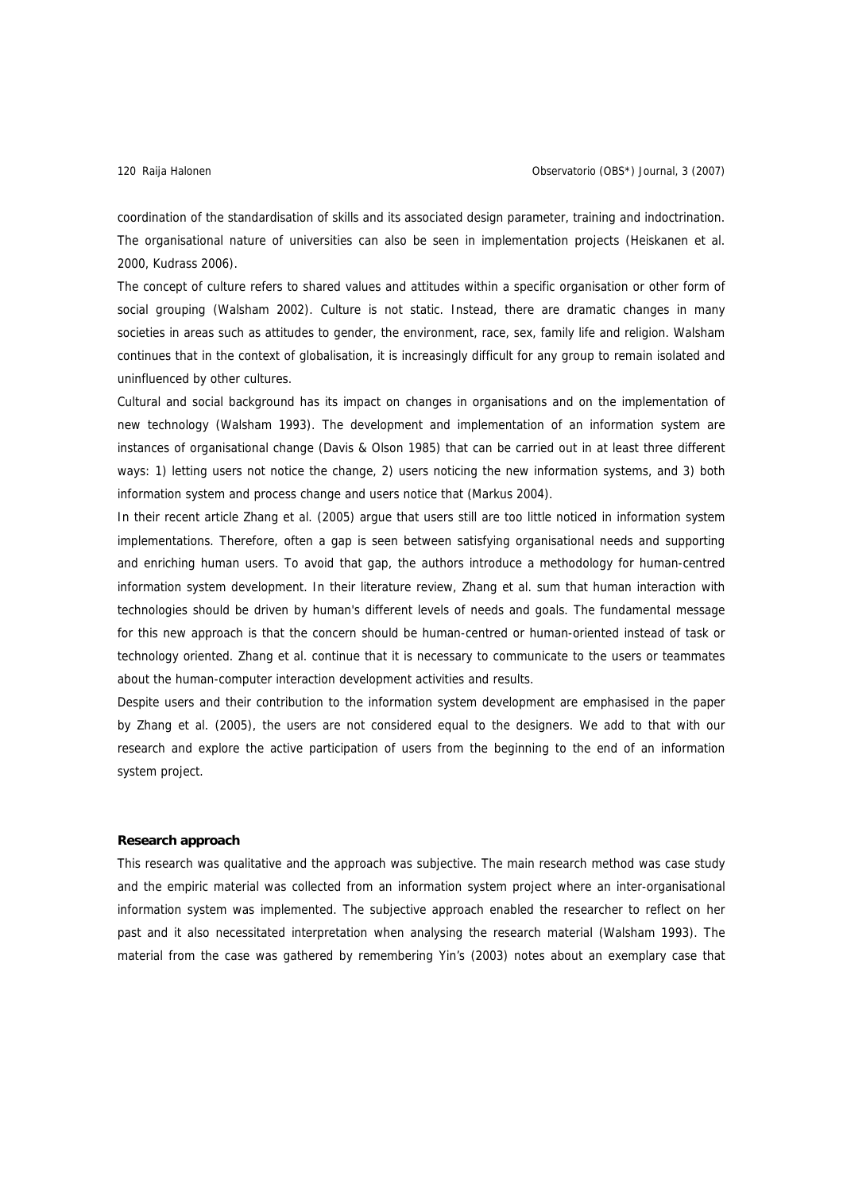coordination of the standardisation of skills and its associated design parameter, training and indoctrination. The organisational nature of universities can also be seen in implementation projects (Heiskanen et al. 2000, Kudrass 2006).

The concept of culture refers to shared values and attitudes within a specific organisation or other form of social grouping (Walsham 2002). Culture is not static. Instead, there are dramatic changes in many societies in areas such as attitudes to gender, the environment, race, sex, family life and religion. Walsham continues that in the context of globalisation, it is increasingly difficult for any group to remain isolated and uninfluenced by other cultures.

Cultural and social background has its impact on changes in organisations and on the implementation of new technology (Walsham 1993). The development and implementation of an information system are instances of organisational change (Davis & Olson 1985) that can be carried out in at least three different ways: 1) letting users not notice the change, 2) users noticing the new information systems, and 3) both information system and process change and users notice that (Markus 2004).

In their recent article Zhang et al. (2005) argue that users still are too little noticed in information system implementations. Therefore, often a gap is seen between satisfying organisational needs and supporting and enriching human users. To avoid that gap, the authors introduce a methodology for human-centred information system development. In their literature review, Zhang et al. sum that human interaction with technologies should be driven by human's different levels of needs and goals. The fundamental message for this new approach is that the concern should be human-centred or human-oriented instead of task or technology oriented. Zhang et al. continue that it is necessary to communicate to the users or teammates about the human-computer interaction development activities and results.

Despite users and their contribution to the information system development are emphasised in the paper by Zhang et al. (2005), the users are not considered equal to the designers. We add to that with our research and explore the active participation of users from the beginning to the end of an information system project.

## Research approach

This research was qualitative and the approach was subjective. The main research method was case study and the empiric material was collected from an information system project where an inter-organisational information system was implemented. The subjective approach enabled the researcher to reflect on her past and it also necessitated interpretation when analysing the research material (Walsham 1993). The material from the case was gathered by remembering Yin's (2003) notes about an exemplary case that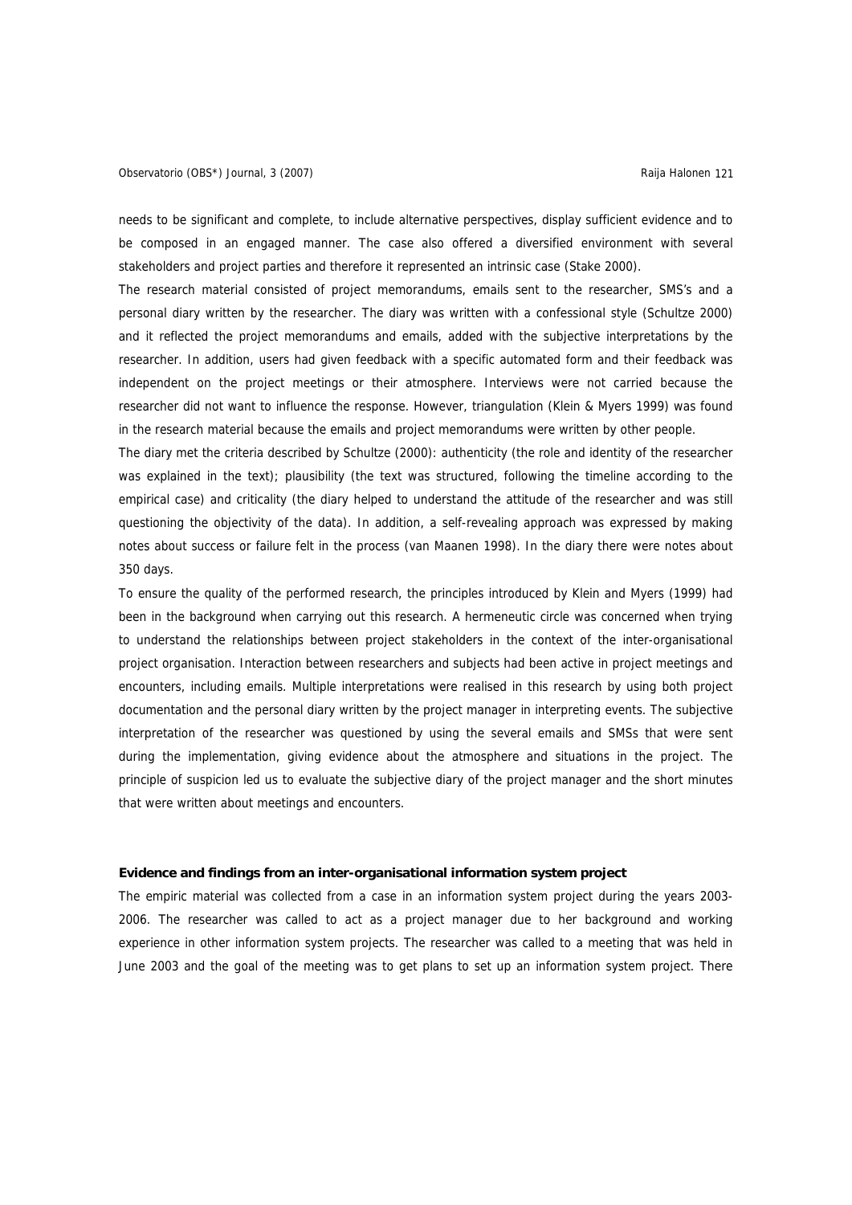needs to be significant and complete, to include alternative perspectives, display sufficient evidence and to be composed in an engaged manner. The case also offered a diversified environment with several stakeholders and project parties and therefore it represented an intrinsic case (Stake 2000).

The research material consisted of project memorandums, emails sent to the researcher, SMS's and a personal diary written by the researcher. The diary was written with a confessional style (Schultze 2000) and it reflected the project memorandums and emails, added with the subjective interpretations by the researcher. In addition, users had given feedback with a specific automated form and their feedback was independent on the project meetings or their atmosphere. Interviews were not carried because the researcher did not want to influence the response. However, triangulation (Klein & Myers 1999) was found in the research material because the emails and project memorandums were written by other people.

The diary met the criteria described by Schultze (2000): authenticity (the role and identity of the researcher was explained in the text); plausibility (the text was structured, following the timeline according to the empirical case) and criticality (the diary helped to understand the attitude of the researcher and was still questioning the objectivity of the data). In addition, a self-revealing approach was expressed by making notes about success or failure felt in the process (van Maanen 1998). In the diary there were notes about 350 days.

To ensure the quality of the performed research, the principles introduced by Klein and Myers (1999) had been in the background when carrying out this research. A hermeneutic circle was concerned when trying to understand the relationships between project stakeholders in the context of the inter-organisational project organisation. Interaction between researchers and subjects had been active in project meetings and encounters, including emails. Multiple interpretations were realised in this research by using both project documentation and the personal diary written by the project manager in interpreting events. The subjective interpretation of the researcher was questioned by using the several emails and SMSs that were sent during the implementation, giving evidence about the atmosphere and situations in the project. The principle of suspicion led us to evaluate the subjective diary of the project manager and the short minutes that were written about meetings and encounters.

**Evidence and findings from an inter-organisational information system project**

The empiric material was collected from a case in an information system project during the years 2003-2006. The researcher was called to act as a project manager due to her background and working experience in other information system projects. The researcher was called to a meeting that was held in June 2003 and the goal of the meeting was to get plans to set up an information system project. There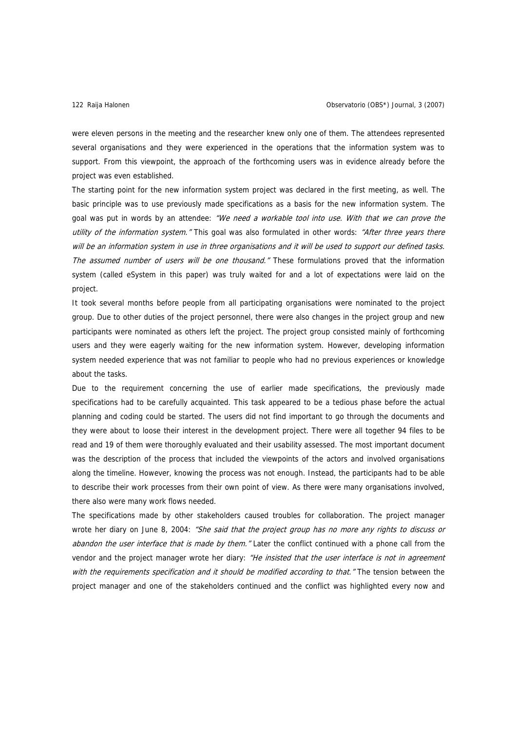were eleven persons in the meeting and the researcher knew only one of them. The attendees represented several organisations and they were experienced in the operations that the information system was to support. From this viewpoint, the approach of the forthcoming users was in evidence already before the project was even established.

The starting point for the new information system project was declared in the first meeting, as well. The basic principle was to use previously made specifications as a basis for the new information system. The goal was put in words by an attendee: *"We need a workable tool into use. With that we can prove the utility of the information system."* This goal was also formulated in other words: *"After three years there will be an information system in use in three organisations and it will be used to support our defined tasks. The assumed number of users will be one thousand."* These formulations proved that the information system (called eSystem in this paper) was truly waited for and a lot of expectations were laid on the project.

It took several months before people from all participating organisations were nominated to the project group. Due to other duties of the project personnel, there were also changes in the project group and new participants were nominated as others left the project. The project group consisted mainly of forthcoming users and they were eagerly waiting for the new information system. However, developing information system needed experience that was not familiar to people who had no previous experiences or knowledge about the tasks.

Due to the requirement concerning the use of earlier made specifications, the previously made specifications had to be carefully acquainted. This task appeared to be a tedious phase before the actual planning and coding could be started. The users did not find important to go through the documents and they were about to loose their interest in the development project. There were all together 94 files to be read and 19 of them were thoroughly evaluated and their usability assessed. The most important document was the description of the process that included the viewpoints of the actors and involved organisations along the timeline. However, knowing the process was not enough. Instead, the participants had to be able to describe their work processes from their own point of view. As there were many organisations involved, there also were many work flows needed.

The specifications made by other stakeholders caused troubles for collaboration. The project manager wrote her diary on June 8, 2004: *"She said that the project group has no more any rights to discuss or abandon the user interface that is made by them."* Later the conflict continued with a phone call from the vendor and the project manager wrote her diary: *"He insisted that the user interface is not in agreement with the requirements specification and it should be modified according to that."* The tension between the project manager and one of the stakeholders continued and the conflict was highlighted every now and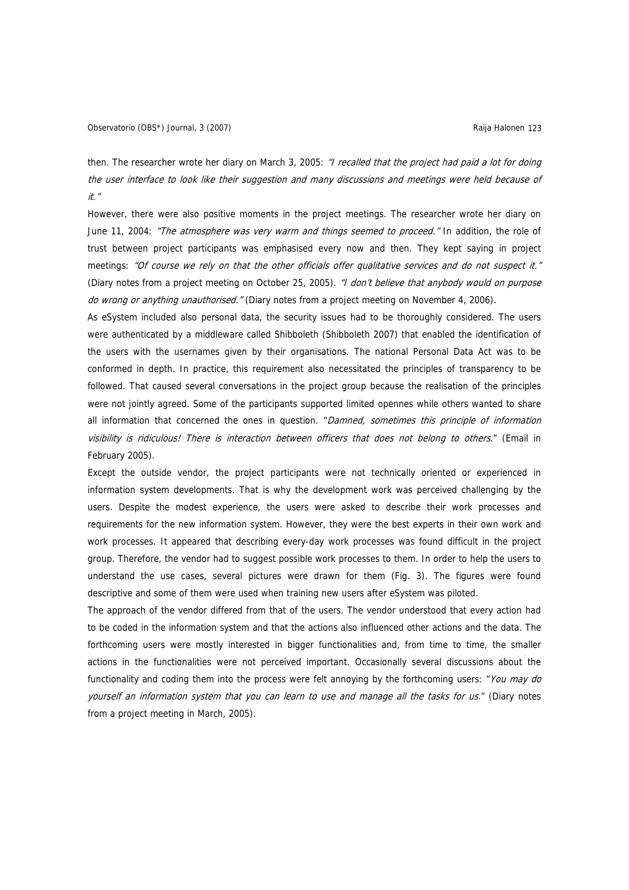then. The researcher wrote her diary on March 3, 2005: *"I recalled that the project had paid a lot for doing the user interface to look like their suggestion and many discussions and meetings were held because of it."*

However, there were also positive moments in the project meetings. The researcher wrote her diary on June 11, 2004: *"The atmosphere was very warm and things seemed to proceed."* In addition, the role of trust between project participants was emphasised every now and then. They kept saying in project meetings: *"Of course we rely on that the other officials offer qualitative services and do not suspect it."* (Diary notes from a project meeting on October 25, 2005). *"I don't believe that anybody would on purpose do wrong or anything unauthorised."* (Diary notes from a project meeting on November 4, 2006).

As eSystem included also personal data, the security issues had to be thoroughly considered. The users were authenticated by a middleware called Shibboleth (Shibboleth 2007) that enabled the identification of the users with the usernames given by their organisations. The national Personal Data Act was to be conformed in depth. In practice, this requirement also necessitated the principles of transparency to be followed. That caused several conversations in the project group because the realisation of the principles were not jointly agreed. Some of the participants supported limited opennes while others wanted to share all information that concerned the ones in question. "*Damned, sometimes this principle of information visibility is ridiculous! There is interaction between officers that does not belong to others*." (Email in February 2005).

Except the outside vendor, the project participants were not technically oriented or experienced in information system developments. That is why the development work was perceived challenging by the users. Despite the modest experience, the users were asked to describe their work processes and requirements for the new information system. However, they were the best experts in their own work and work processes. It appeared that describing every-day work processes was found difficult in the project group. Therefore, the vendor had to suggest possible work processes to them. In order to help the users to understand the use cases, several pictures were drawn for them (Fig. 3). The figures were found descriptive and some of them were used when training new users after eSystem was piloted.

The approach of the vendor differed from that of the users. The vendor understood that every action had to be coded in the information system and that the actions also influenced other actions and the data. The forthcoming users were mostly interested in bigger functionalities and, from time to time, the smaller actions in the functionalities were not perceived important. Occasionally several discussions about the functionality and coding them into the process were felt annoying by the forthcoming users: "*You may do yourself an information system that you can learn to use and manage all the tasks for us*." (Diary notes from a project meeting in March, 2005).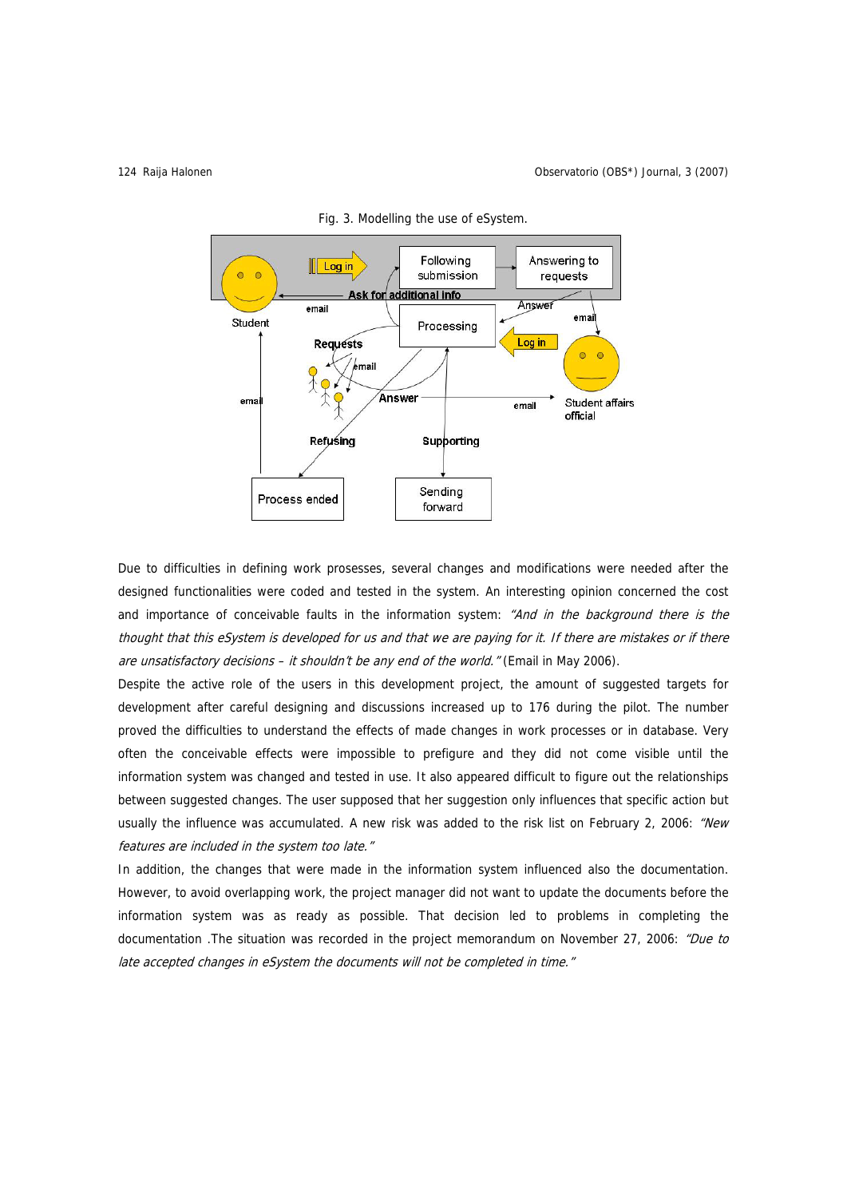Fig. 3. Modelling the use of eSystem.

Log in
Following submission
Answering to requests
Student
email
Ask for additional info
Answer
email
Processing
Requests
email
Log in
Student affairs official
email
Answer
email
Refusing
Supporting
Process ended
Sending forward

Due to difficulties in defining work prosesses, several changes and modifications were needed after the designed functionalities were coded and tested in the system. An interesting opinion concerned the cost and importance of conceivable faults in the information system: *"And in the background there is the thought that this eSystem is developed for us and that we are paying for it. If there are mistakes or if there are unsatisfactory decisions – it shouldn't be any end of the world."* (Email in May 2006).

Despite the active role of the users in this development project, the amount of suggested targets for development after careful designing and discussions increased up to 176 during the pilot. The number proved the difficulties to understand the effects of made changes in work processes or in database. Very often the conceivable effects were impossible to prefigure and they did not come visible until the information system was changed and tested in use. It also appeared difficult to figure out the relationships between suggested changes. The user supposed that her suggestion only influences that specific action but usually the influence was accumulated. A new risk was added to the risk list on February 2, 2006: *"New features are included in the system too late."*

In addition, the changes that were made in the information system influenced also the documentation. However, to avoid overlapping work, the project manager did not want to update the documents before the information system was as ready as possible. That decision led to problems in completing the documentation .The situation was recorded in the project memorandum on November 27, 2006: *"Due to late accepted changes in eSystem the documents will not be completed in time."*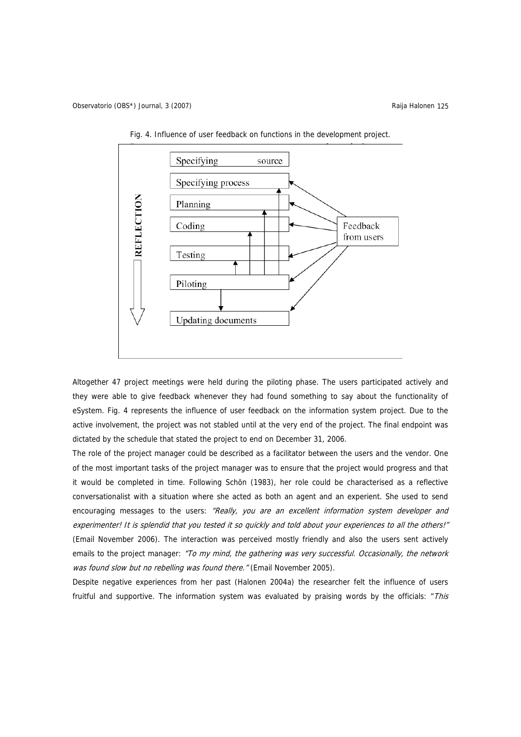Fig. 4. Influence of user feedback on functions in the development project.

REFLECTION

Specifying source

Specifying process

Planning

Coding

Testing

Piloting

Updating documents

Feedback from users

Altogether 47 project meetings were held during the piloting phase. The users participated actively and they were able to give feedback whenever they had found something to say about the functionality of eSystem. Fig. 4 represents the influence of user feedback on the information system project. Due to the active involvement, the project was not stabled until at the very end of the project. The final endpoint was dictated by the schedule that stated the project to end on December 31, 2006.

The role of the project manager could be described as a facilitator between the users and the vendor. One of the most important tasks of the project manager was to ensure that the project would progress and that it would be completed in time. Following Schön (1983), her role could be characterised as a reflective conversationalist with a situation where she acted as both an agent and an experient. She used to send encouraging messages to the users: *"Really, you are an excellent information system developer and experimenter! It is splendid that you tested it so quickly and told about your experiences to all the others!"* (Email November 2006). The interaction was perceived mostly friendly and also the users sent actively emails to the project manager: *"To my mind, the gathering was very successful. Occasionally, the network was found slow but no rebelling was found there."* (Email November 2005).

Despite negative experiences from her past (Halonen 2004a) the researcher felt the influence of users fruitful and supportive. The information system was evaluated by praising words by the officials: "*This*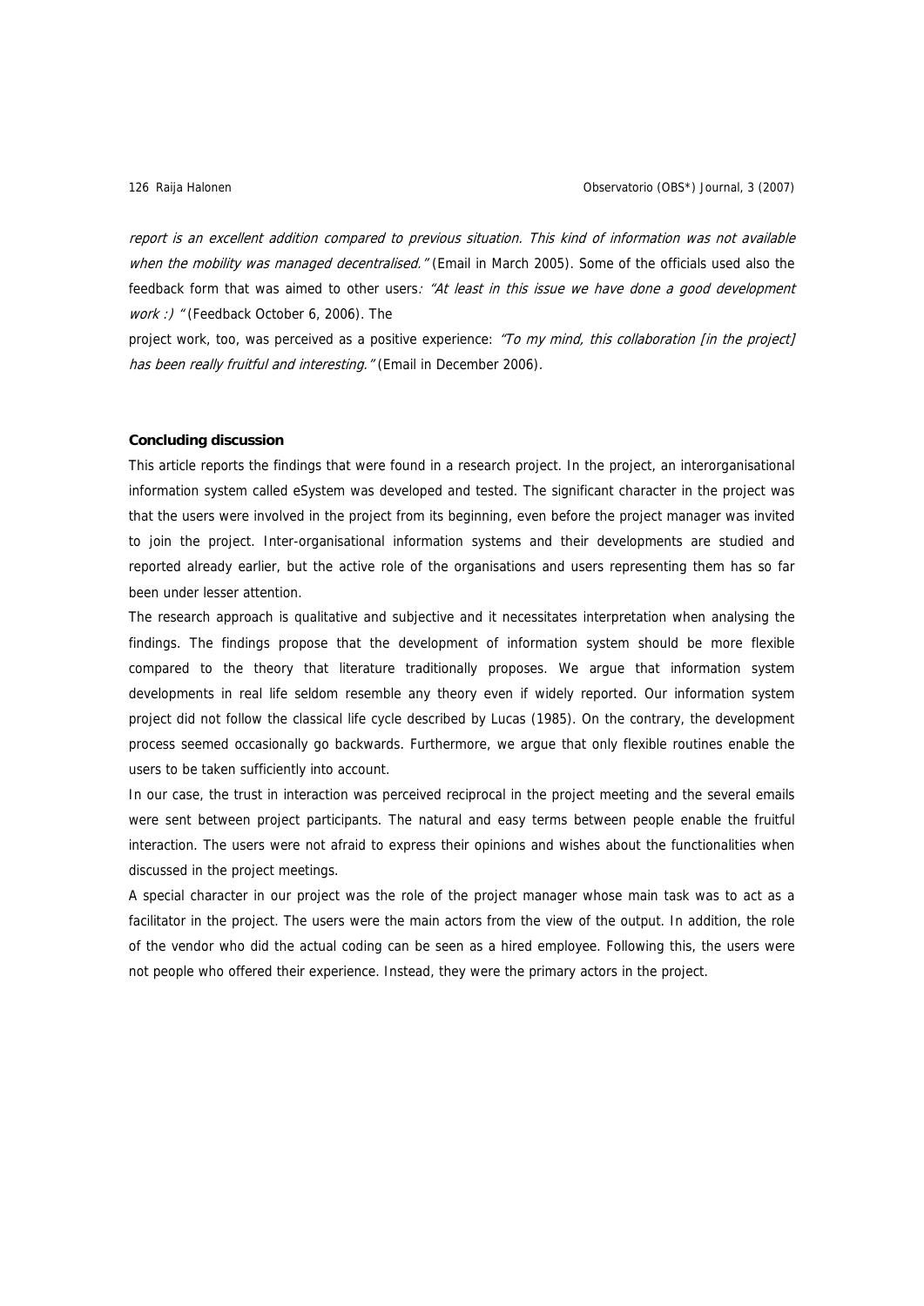*report is an excellent addition compared to previous situation. This kind of information was not available when the mobility was managed decentralised."* (Email in March 2005). Some of the officials used also the feedback form that was aimed to other users*: "At least in this issue we have done a good development work :) "* (Feedback October 6, 2006). The

project work, too, was perceived as a positive experience: *"To my mind, this collaboration [in the project] has been really fruitful and interesting."* (Email in December 2006).

**Concluding discussion**

This article reports the findings that were found in a research project. In the project, an interorganisational information system called eSystem was developed and tested. The significant character in the project was that the users were involved in the project from its beginning, even before the project manager was invited to join the project. Inter-organisational information systems and their developments are studied and reported already earlier, but the active role of the organisations and users representing them has so far been under lesser attention.

The research approach is qualitative and subjective and it necessitates interpretation when analysing the findings. The findings propose that the development of information system should be more flexible compared to the theory that literature traditionally proposes. We argue that information system developments in real life seldom resemble any theory even if widely reported. Our information system project did not follow the classical life cycle described by Lucas (1985). On the contrary, the development process seemed occasionally go backwards. Furthermore, we argue that only flexible routines enable the users to be taken sufficiently into account.

In our case, the trust in interaction was perceived reciprocal in the project meeting and the several emails were sent between project participants. The natural and easy terms between people enable the fruitful interaction. The users were not afraid to express their opinions and wishes about the functionalities when discussed in the project meetings.

A special character in our project was the role of the project manager whose main task was to act as a facilitator in the project. The users were the main actors from the view of the output. In addition, the role of the vendor who did the actual coding can be seen as a hired employee. Following this, the users were not people who offered their experience. Instead, they were the primary actors in the project.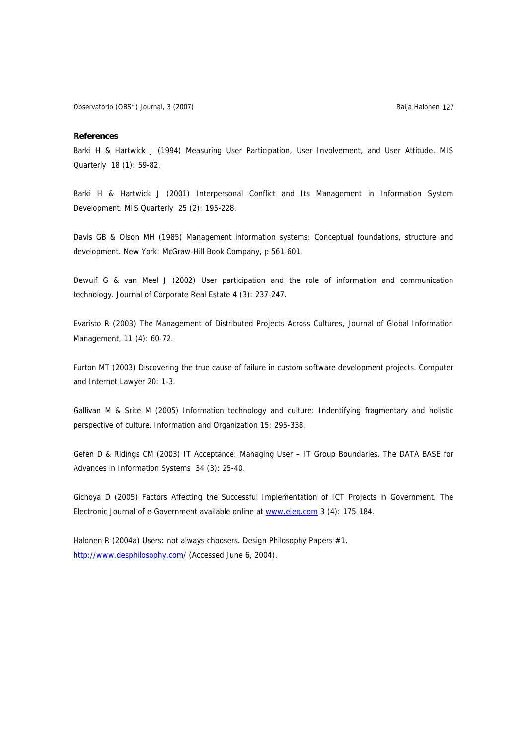**References**

Barki H & Hartwick J (1994) Measuring User Participation, User Involvement, and User Attitude. MIS Quarterly 18 (1): 59-82.

Barki H & Hartwick J (2001) Interpersonal Conflict and Its Management in Information System Development. MIS Quarterly 25 (2): 195-228.

Davis GB & Olson MH (1985) Management information systems: Conceptual foundations, structure and development. New York: McGraw-Hill Book Company, p 561-601.

Dewulf G & van Meel J (2002) User participation and the role of information and communication technology. Journal of Corporate Real Estate 4 (3): 237-247.

Evaristo R (2003) The Management of Distributed Projects Across Cultures, Journal of Global Information Management, 11 (4): 60-72.

Furton MT (2003) Discovering the true cause of failure in custom software development projects. Computer and Internet Lawyer 20: 1-3.

Gallivan M & Srite M (2005) Information technology and culture: Indentifying fragmentary and holistic perspective of culture. Information and Organization 15: 295-338.

Gefen D & Ridings CM (2003) IT Acceptance: Managing User – IT Group Boundaries. The DATA BASE for Advances in Information Systems 34 (3): 25-40.

Gichoya D (2005) Factors Affecting the Successful Implementation of ICT Projects in Government. The Electronic Journal of e-Government available online at www.ejeg.com 3 (4): 175-184.

Halonen R (2004a) Users: not always choosers. Design Philosophy Papers #1. http://www.desphilosophy.com/ (Accessed June 6, 2004).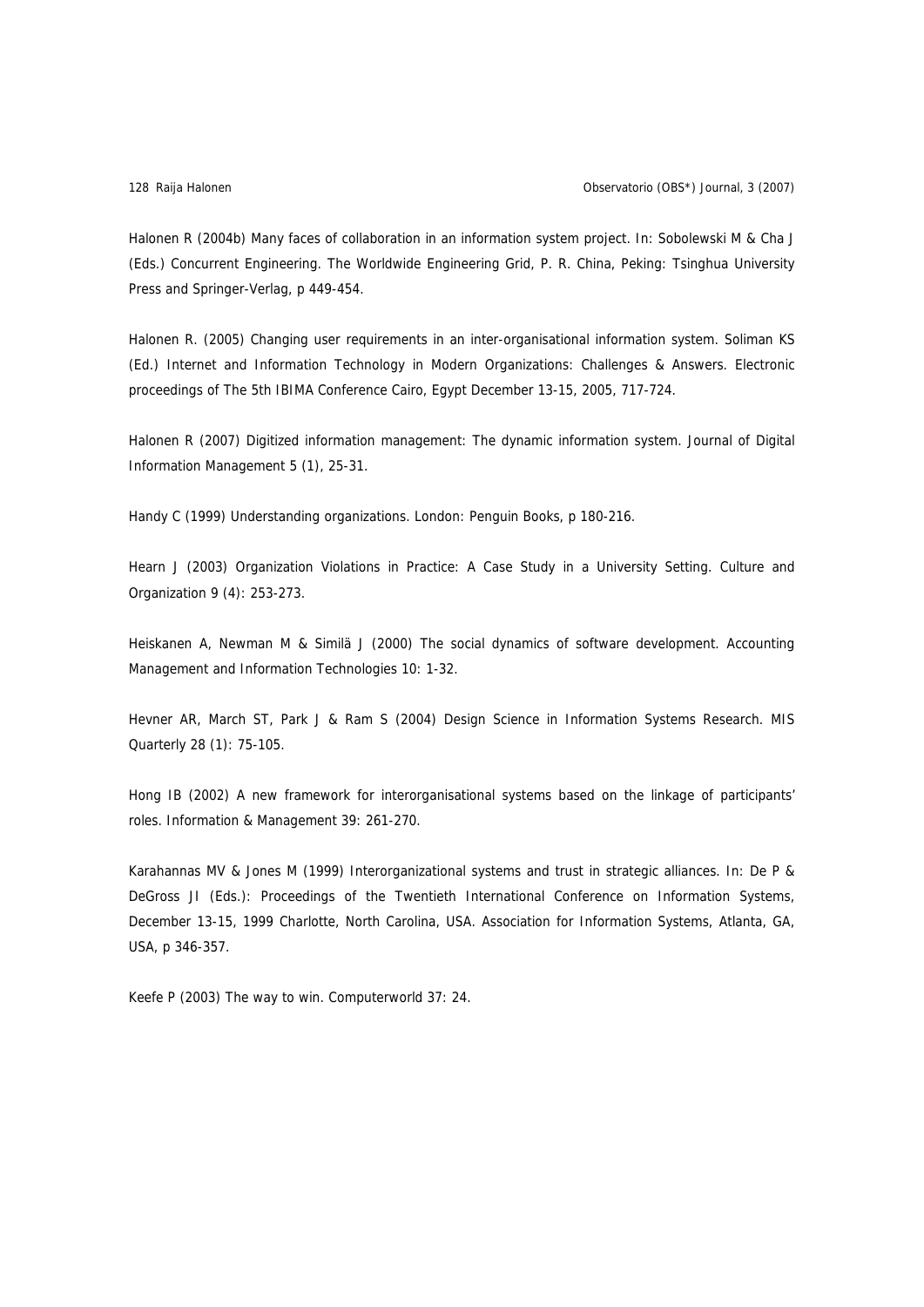Halonen R (2004b) Many faces of collaboration in an information system project. In: Sobolewski M & Cha J (Eds.) Concurrent Engineering. The Worldwide Engineering Grid, P. R. China, Peking: Tsinghua University Press and Springer-Verlag, p 449-454.

Halonen R. (2005) Changing user requirements in an inter-organisational information system. Soliman KS (Ed.) Internet and Information Technology in Modern Organizations: Challenges & Answers. Electronic proceedings of The 5th IBIMA Conference Cairo, Egypt December 13-15, 2005, 717-724.

Halonen R (2007) Digitized information management: The dynamic information system. Journal of Digital Information Management 5 (1), 25-31.

Handy C (1999) Understanding organizations. London: Penguin Books, p 180-216.

Hearn J (2003) Organization Violations in Practice: A Case Study in a University Setting. Culture and Organization 9 (4): 253-273.

Heiskanen A, Newman M & Similä J (2000) The social dynamics of software development. Accounting Management and Information Technologies 10: 1-32.

Hevner AR, March ST, Park J & Ram S (2004) Design Science in Information Systems Research. MIS Quarterly 28 (1): 75-105.

Hong IB (2002) A new framework for interorganisational systems based on the linkage of participants' roles. Information & Management 39: 261-270.

Karahannas MV & Jones M (1999) Interorganizational systems and trust in strategic alliances. In: De P & DeGross JI (Eds.): Proceedings of the Twentieth International Conference on Information Systems, December 13-15, 1999 Charlotte, North Carolina, USA. Association for Information Systems, Atlanta, GA, USA, p 346-357.

Keefe P (2003) The way to win. Computerworld 37: 24.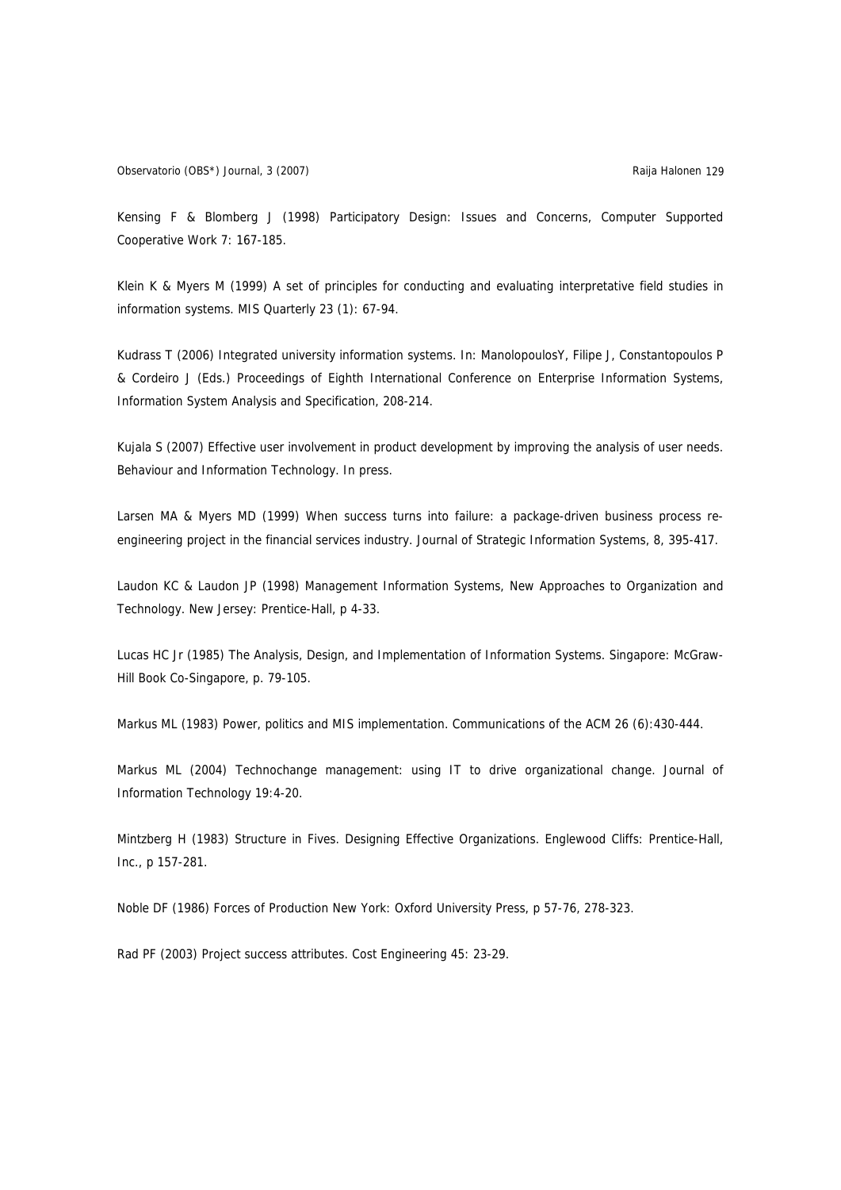Kensing F & Blomberg J (1998) Participatory Design: Issues and Concerns, Computer Supported Cooperative Work 7: 167-185.

Klein K & Myers M (1999) A set of principles for conducting and evaluating interpretative field studies in information systems. MIS Quarterly 23 (1): 67-94.

Kudrass T (2006) Integrated university information systems. In: ManolopoulosY, Filipe J, Constantopoulos P & Cordeiro J (Eds.) Proceedings of Eighth International Conference on Enterprise Information Systems, Information System Analysis and Specification, 208-214.

Kujala S (2007) Effective user involvement in product development by improving the analysis of user needs. Behaviour and Information Technology. In press.

Larsen MA & Myers MD (1999) When success turns into failure: a package-driven business process re-engineering project in the financial services industry. Journal of Strategic Information Systems, 8, 395-417.

Laudon KC & Laudon JP (1998) Management Information Systems, New Approaches to Organization and Technology. New Jersey: Prentice-Hall, p 4-33.

Lucas HC Jr (1985) The Analysis, Design, and Implementation of Information Systems. Singapore: McGraw-Hill Book Co-Singapore, p. 79-105.

Markus ML (1983) Power, politics and MIS implementation. Communications of the ACM 26 (6):430-444.

Markus ML (2004) Technochange management: using IT to drive organizational change. Journal of Information Technology 19:4-20.

Mintzberg H (1983) Structure in Fives. Designing Effective Organizations. Englewood Cliffs: Prentice-Hall, Inc., p 157-281.

Noble DF (1986) Forces of Production New York: Oxford University Press, p 57-76, 278-323.

Rad PF (2003) Project success attributes. Cost Engineering 45: 23-29.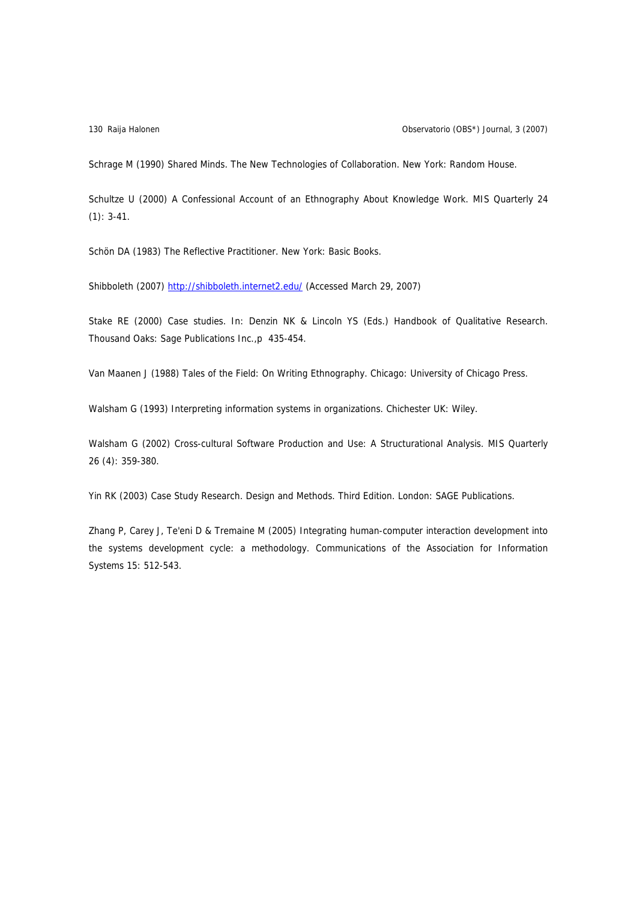Schrage M (1990) Shared Minds. The New Technologies of Collaboration. New York: Random House.

Schultze U (2000) A Confessional Account of an Ethnography About Knowledge Work. MIS Quarterly 24 (1): 3-41.

Schön DA (1983) The Reflective Practitioner. New York: Basic Books.

Shibboleth (2007) http://shibboleth.internet2.edu/ (Accessed March 29, 2007)

Stake RE (2000) Case studies. In: Denzin NK & Lincoln YS (Eds.) Handbook of Qualitative Research. Thousand Oaks: Sage Publications Inc.,p 435-454.

Van Maanen J (1988) Tales of the Field: On Writing Ethnography. Chicago: University of Chicago Press.

Walsham G (1993) Interpreting information systems in organizations. Chichester UK: Wiley.

Walsham G (2002) Cross-cultural Software Production and Use: A Structurational Analysis. MIS Quarterly 26 (4): 359-380.

Yin RK (2003) Case Study Research. Design and Methods. Third Edition. London: SAGE Publications.

Zhang P, Carey J, Te'eni D & Tremaine M (2005) Integrating human-computer interaction development into the systems development cycle: a methodology. Communications of the Association for Information Systems 15: 512-543.